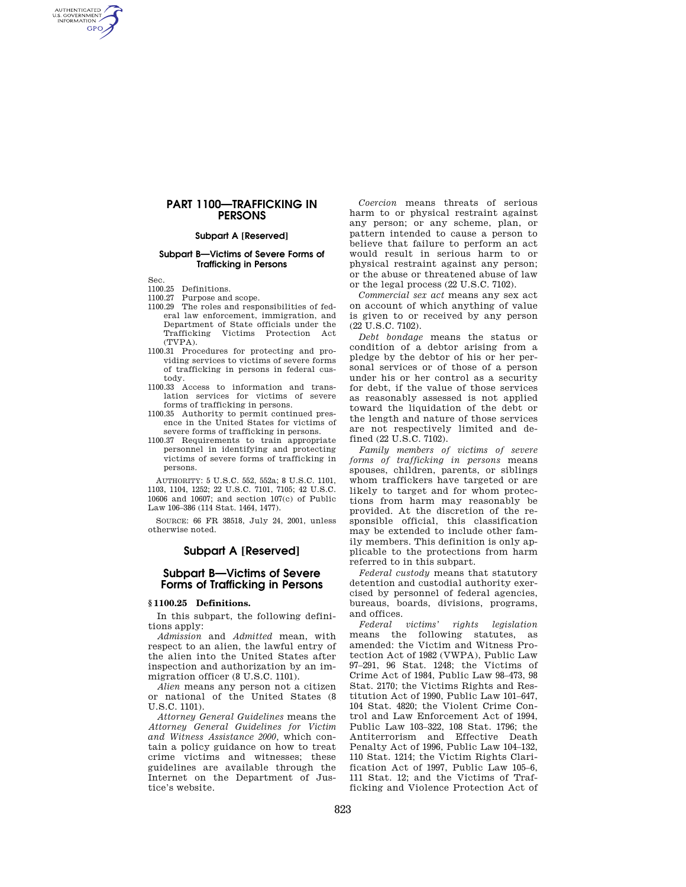# PART 1100—TRAFFICKING IN PERSONS

### Subpart A [Reserved]

### Subpart B—Victims of Severe Forms of Trafficking in Persons

Sec.

1100.25 Definitions.

1100.27 Purpose and scope.

1100.29 The roles and responsibilities of federal law enforcement, immigration, and Department of State officials under the Trafficking Victims Protection Act (TVPA).

1100.31 Procedures for protecting and providing services to victims of severe forms of trafficking in persons in federal custody.

1100.33 Access to information and translation services for victims of severe forms of trafficking in persons.

1100.35 Authority to permit continued presence in the United States for victims of severe forms of trafficking in persons.

1100.37 Requirements to train appropriate personnel in identifying and protecting victims of severe forms of trafficking in persons.

AUTHORITY: 5 U.S.C. 552, 552a; 8 U.S.C. 1101, 1103, 1104, 1252; 22 U.S.C. 7101, 7105; 42 U.S.C. 10606 and 10607; and section 107(c) of Public Law 106–386 (114 Stat. 1464, 1477).

SOURCE: 66 FR 38518, July 24, 2001, unless otherwise noted.

## Subpart A [Reserved]

## Subpart B—Victims of Severe Forms of Trafficking in Persons

### § 1100.25 Definitions.

In this subpart, the following definitions apply:

*Admission* and *Admitted* mean, with respect to an alien, the lawful entry of the alien into the United States after inspection and authorization by an immigration officer (8 U.S.C. 1101).

*Alien* means any person not a citizen or national of the United States (8 U.S.C. 1101).

*Attorney General Guidelines* means the *Attorney General Guidelines for Victim and Witness Assistance 2000*, which contain a policy guidance on how to treat crime victims and witnesses; these guidelines are available through the Internet on the Department of Justice's website.

*Coercion* means threats of serious harm to or physical restraint against any person; or any scheme, plan, or pattern intended to cause a person to believe that failure to perform an act would result in serious harm to or physical restraint against any person; or the abuse or threatened abuse of law or the legal process (22 U.S.C. 7102).

*Commercial sex act* means any sex act on account of which anything of value is given to or received by any person (22 U.S.C. 7102).

*Debt bondage* means the status or condition of a debtor arising from a pledge by the debtor of his or her personal services or of those of a person under his or her control as a security for debt, if the value of those services as reasonably assessed is not applied toward the liquidation of the debt or the length and nature of those services are not respectively limited and defined (22 U.S.C. 7102).

*Family members of victims of severe forms of trafficking in persons* means spouses, children, parents, or siblings whom traffickers have targeted or are likely to target and for whom protections from harm may reasonably be provided. At the discretion of the responsible official, this classification may be extended to include other family members. This definition is only applicable to the protections from harm referred to in this subpart.

*Federal custody* means that statutory detention and custodial authority exercised by personnel of federal agencies, bureaus, boards, divisions, programs, and offices.

*Federal victims' rights legislation* means the following statutes, as amended: the Victim and Witness Protection Act of 1982 (VWPA), Public Law 97–291, 96 Stat. 1248; the Victims of Crime Act of 1984, Public Law 98–473, 98 Stat. 2170; the Victims Rights and Restitution Act of 1990, Public Law 101–647, 104 Stat. 4820; the Violent Crime Control and Law Enforcement Act of 1994, Public Law 103–322, 108 Stat. 1796; the Antiterrorism and Effective Death Penalty Act of 1996, Public Law 104–132, 110 Stat. 1214; the Victim Rights Clarification Act of 1997, Public Law 105–6, 111 Stat. 12; and the Victims of Trafficking and Violence Protection Act of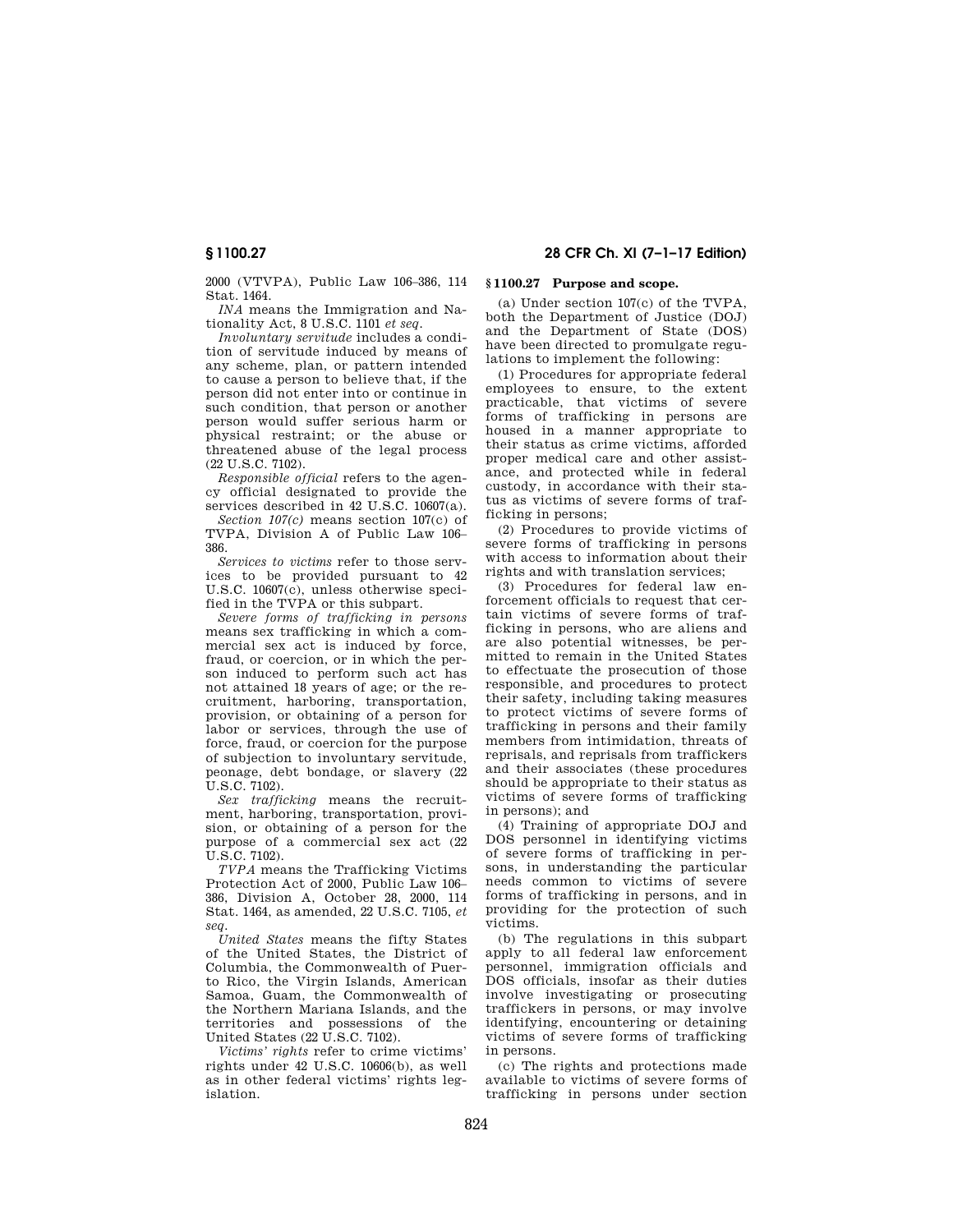2000 (VTVPA), Public Law 106–386, 114 Stat. 1464.

*INA* means the Immigration and Nationality Act, 8 U.S.C. 1101 *et seq.*

*Involuntary servitude* includes a condition of servitude induced by means of any scheme, plan, or pattern intended to cause a person to believe that, if the person did not enter into or continue in such condition, that person or another person would suffer serious harm or physical restraint; or the abuse or threatened abuse of the legal process (22 U.S.C. 7102).

*Responsible official* refers to the agency official designated to provide the services described in 42 U.S.C. 10607(a).

*Section 107(c)* means section 107(c) of TVPA, Division A of Public Law 106–386.

*Services to victims* refer to those services to be provided pursuant to 42 U.S.C. 10607(c), unless otherwise specified in the TVPA or this subpart.

*Severe forms of trafficking in persons* means sex trafficking in which a commercial sex act is induced by force, fraud, or coercion, or in which the person induced to perform such act has not attained 18 years of age; or the recruitment, harboring, transportation, provision, or obtaining of a person for labor or services, through the use of force, fraud, or coercion for the purpose of subjection to involuntary servitude, peonage, debt bondage, or slavery (22 U.S.C. 7102).

*Sex trafficking* means the recruitment, harboring, transportation, provision, or obtaining of a person for the purpose of a commercial sex act (22 U.S.C. 7102).

*TVPA* means the Trafficking Victims Protection Act of 2000, Public Law 106–386, Division A, October 28, 2000, 114 Stat. 1464, as amended, 22 U.S.C. 7105, *et seq.*

*United States* means the fifty States of the United States, the District of Columbia, the Commonwealth of Puerto Rico, the Virgin Islands, American Samoa, Guam, the Commonwealth of the Northern Mariana Islands, and the territories and possessions of the United States (22 U.S.C. 7102).

*Victims' rights* refer to crime victims' rights under 42 U.S.C. 10606(b), as well as in other federal victims' rights legislation.

### § 1100.27 Purpose and scope.

(a) Under section 107(c) of the TVPA, both the Department of Justice (DOJ) and the Department of State (DOS) have been directed to promulgate regulations to implement the following:

(1) Procedures for appropriate federal employees to ensure, to the extent practicable, that victims of severe forms of trafficking in persons are housed in a manner appropriate to their status as crime victims, afforded proper medical care and other assistance, and protected while in federal custody, in accordance with their status as victims of severe forms of trafficking in persons;

(2) Procedures to provide victims of severe forms of trafficking in persons with access to information about their rights and with translation services;

(3) Procedures for federal law enforcement officials to request that certain victims of severe forms of trafficking in persons, who are aliens and are also potential witnesses, be permitted to remain in the United States to effectuate the prosecution of those responsible, and procedures to protect their safety, including taking measures to protect victims of severe forms of trafficking in persons and their family members from intimidation, threats of reprisals, and reprisals from traffickers and their associates (these procedures should be appropriate to their status as victims of severe forms of trafficking in persons); and

(4) Training of appropriate DOJ and DOS personnel in identifying victims of severe forms of trafficking in persons, in understanding the particular needs common to victims of severe forms of trafficking in persons, and in providing for the protection of such victims.

(b) The regulations in this subpart apply to all federal law enforcement personnel, immigration officials and DOS officials, insofar as their duties involve investigating or prosecuting traffickers in persons, or may involve identifying, encountering or detaining victims of severe forms of trafficking in persons.

(c) The rights and protections made available to victims of severe forms of trafficking in persons under section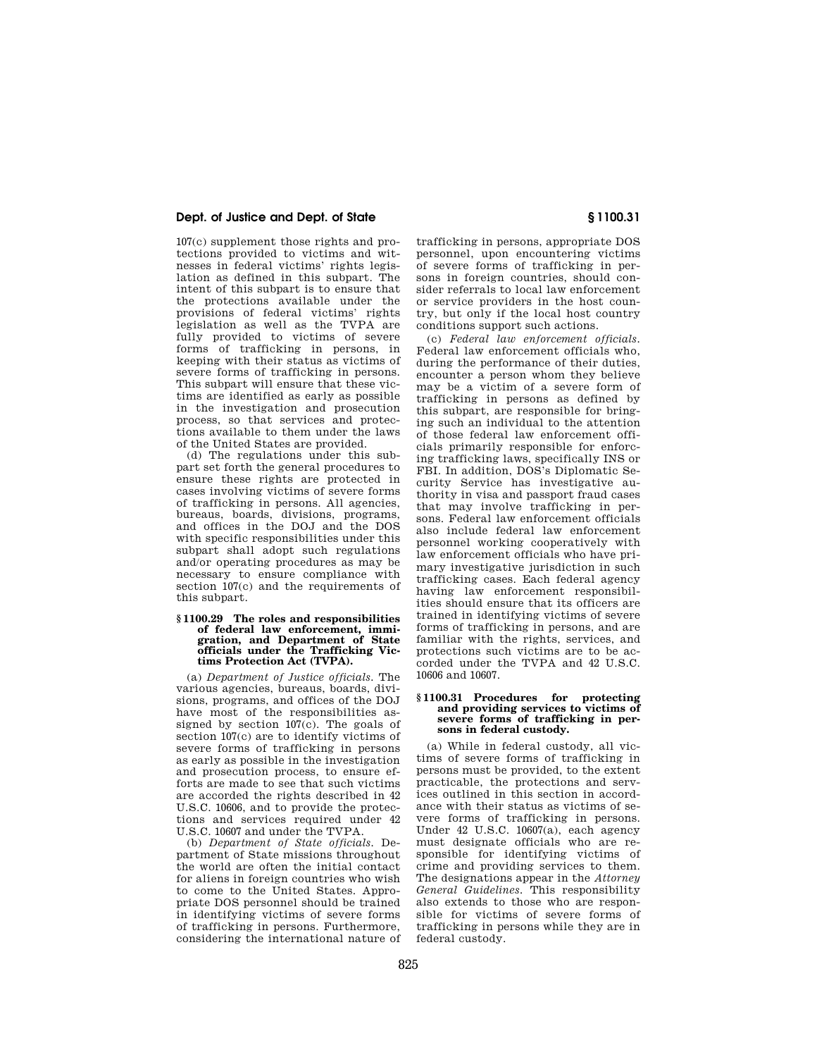107(c) supplement those rights and protections provided to victims and witnesses in federal victims' rights legislation as defined in this subpart. The intent of this subpart is to ensure that the protections available under the provisions of federal victims' rights legislation as well as the TVPA are fully provided to victims of severe forms of trafficking in persons, in keeping with their status as victims of severe forms of trafficking in persons. This subpart will ensure that these victims are identified as early as possible in the investigation and prosecution process, so that services and protections available to them under the laws of the United States are provided.

(d) The regulations under this subpart set forth the general procedures to ensure these rights are protected in cases involving victims of severe forms of trafficking in persons. All agencies, bureaus, boards, divisions, programs, and offices in the DOJ and the DOS with specific responsibilities under this subpart shall adopt such regulations and/or operating procedures as may be necessary to ensure compliance with section 107(c) and the requirements of this subpart.

### § 1100.29 The roles and responsibilities of federal law enforcement, immigration, and Department of State officials under the Trafficking Victims Protection Act (TVPA).

(a) *Department of Justice officials.* The various agencies, bureaus, boards, divisions, programs, and offices of the DOJ have most of the responsibilities assigned by section 107(c). The goals of section 107(c) are to identify victims of severe forms of trafficking in persons as early as possible in the investigation and prosecution process, to ensure efforts are made to see that such victims are accorded the rights described in 42 U.S.C. 10606, and to provide the protections and services required under 42 U.S.C. 10607 and under the TVPA.

(b) *Department of State officials.* Department of State missions throughout the world are often the initial contact for aliens in foreign countries who wish to come to the United States. Appropriate DOS personnel should be trained in identifying victims of severe forms of trafficking in persons. Furthermore, considering the international nature of trafficking in persons, appropriate DOS personnel, upon encountering victims of severe forms of trafficking in persons in foreign countries, should consider referrals to local law enforcement or service providers in the host country, but only if the local host country conditions support such actions.

(c) *Federal law enforcement officials.* Federal law enforcement officials who, during the performance of their duties, encounter a person whom they believe may be a victim of a severe form of trafficking in persons as defined by this subpart, are responsible for bringing such an individual to the attention of those federal law enforcement officials primarily responsible for enforcing trafficking laws, specifically INS or FBI. In addition, DOS's Diplomatic Security Service has investigative authority in visa and passport fraud cases that may involve trafficking in persons. Federal law enforcement officials also include federal law enforcement personnel working cooperatively with law enforcement officials who have primary investigative jurisdiction in such trafficking cases. Each federal agency having law enforcement responsibilities should ensure that its officers are trained in identifying victims of severe forms of trafficking in persons, and are familiar with the rights, services, and protections such victims are to be accorded under the TVPA and 42 U.S.C. 10606 and 10607.

### § 1100.31 Procedures for protecting and providing services to victims of severe forms of trafficking in persons in federal custody.

(a) While in federal custody, all victims of severe forms of trafficking in persons must be provided, to the extent practicable, the protections and services outlined in this section in accordance with their status as victims of severe forms of trafficking in persons. Under 42 U.S.C. 10607(a), each agency must designate officials who are responsible for identifying victims of crime and providing services to them. The designations appear in the *Attorney General Guidelines.* This responsibility also extends to those who are responsible for victims of severe forms of trafficking in persons while they are in federal custody.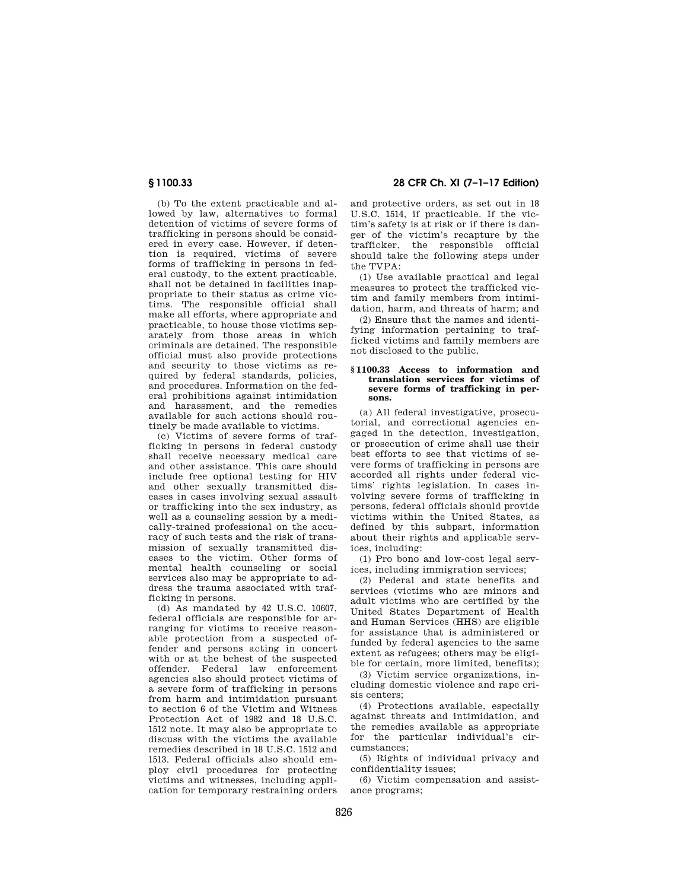(b) To the extent practicable and allowed by law, alternatives to formal detention of victims of severe forms of trafficking in persons should be considered in every case. However, if detention is required, victims of severe forms of trafficking in persons in federal custody, to the extent practicable, shall not be detained in facilities inappropriate to their status as crime victims. The responsible official shall make all efforts, where appropriate and practicable, to house those victims separately from those areas in which criminals are detained. The responsible official must also provide protections and security to those victims as required by federal standards, policies, and procedures. Information on the federal prohibitions against intimidation and harassment, and the remedies available for such actions should routinely be made available to victims.

(c) Victims of severe forms of trafficking in persons in federal custody shall receive necessary medical care and other assistance. This care should include free optional testing for HIV and other sexually transmitted diseases in cases involving sexual assault or trafficking into the sex industry, as well as a counseling session by a medically-trained professional on the accuracy of such tests and the risk of transmission of sexually transmitted diseases to the victim. Other forms of mental health counseling or social services also may be appropriate to address the trauma associated with trafficking in persons.

(d) As mandated by 42 U.S.C. 10607, federal officials are responsible for arranging for victims to receive reasonable protection from a suspected offender and persons acting in concert with or at the behest of the suspected offender. Federal law enforcement agencies also should protect victims of a severe form of trafficking in persons from harm and intimidation pursuant to section 6 of the Victim and Witness Protection Act of 1982 and 18 U.S.C. 1512 note. It may also be appropriate to discuss with the victims the available remedies described in 18 U.S.C. 1512 and 1513. Federal officials also should employ civil procedures for protecting victims and witnesses, including application for temporary restraining orders and protective orders, as set out in 18 U.S.C. 1514, if practicable. If the victim's safety is at risk or if there is danger of the victim's recapture by the trafficker, the responsible official should take the following steps under the TVPA:

(1) Use available practical and legal measures to protect the trafficked victim and family members from intimidation, harm, and threats of harm; and

(2) Ensure that the names and identifying information pertaining to trafficked victims and family members are not disclosed to the public.

### § 1100.33 Access to information and translation services for victims of severe forms of trafficking in persons.

(a) All federal investigative, prosecutorial, and correctional agencies engaged in the detection, investigation, or prosecution of crime shall use their best efforts to see that victims of severe forms of trafficking in persons are accorded all rights under federal victims' rights legislation. In cases involving severe forms of trafficking in persons, federal officials should provide victims within the United States, as defined by this subpart, information about their rights and applicable services, including:

(1) Pro bono and low-cost legal services, including immigration services;

(2) Federal and state benefits and services (victims who are minors and adult victims who are certified by the United States Department of Health and Human Services (HHS) are eligible for assistance that is administered or funded by federal agencies to the same extent as refugees; others may be eligible for certain, more limited, benefits);

(3) Victim service organizations, including domestic violence and rape crisis centers;

(4) Protections available, especially against threats and intimidation, and the remedies available as appropriate for the particular individual's circumstances;

(5) Rights of individual privacy and confidentiality issues;

(6) Victim compensation and assistance programs;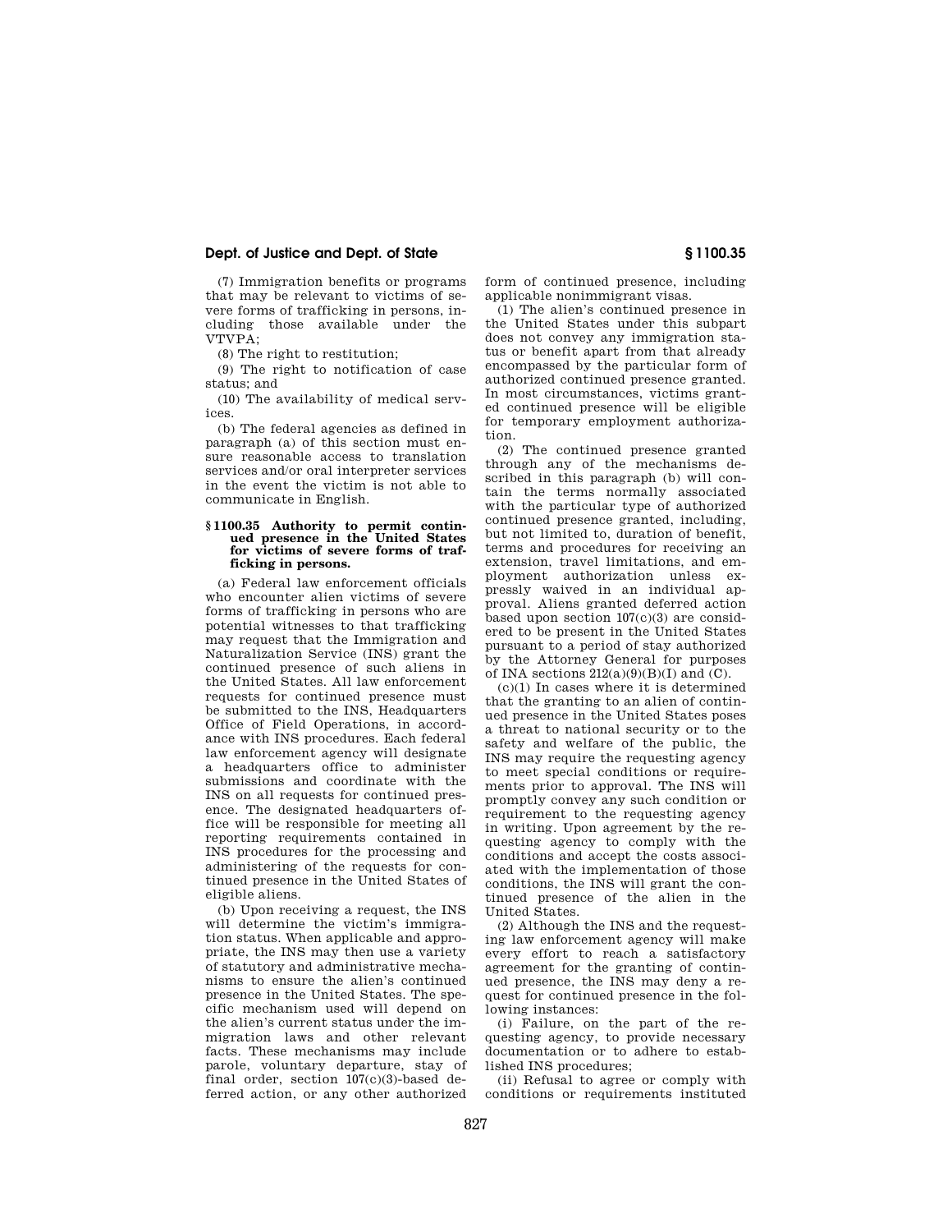(7) Immigration benefits or programs that may be relevant to victims of severe forms of trafficking in persons, including those available under the VTVPA;

(8) The right to restitution;

(9) The right to notification of case status; and

(10) The availability of medical services.

(b) The federal agencies as defined in paragraph (a) of this section must ensure reasonable access to translation services and/or oral interpreter services in the event the victim is not able to communicate in English.

### § 1100.35 Authority to permit continued presence in the United States for victims of severe forms of trafficking in persons.

(a) Federal law enforcement officials who encounter alien victims of severe forms of trafficking in persons who are potential witnesses to that trafficking may request that the Immigration and Naturalization Service (INS) grant the continued presence of such aliens in the United States. All law enforcement requests for continued presence must be submitted to the INS, Headquarters Office of Field Operations, in accordance with INS procedures. Each federal law enforcement agency will designate a headquarters office to administer submissions and coordinate with the INS on all requests for continued presence. The designated headquarters office will be responsible for meeting all reporting requirements contained in INS procedures for the processing and administering of the requests for continued presence in the United States of eligible aliens.

(b) Upon receiving a request, the INS will determine the victim's immigration status. When applicable and appropriate, the INS may then use a variety of statutory and administrative mechanisms to ensure the alien's continued presence in the United States. The specific mechanism used will depend on the alien's current status under the immigration laws and other relevant facts. These mechanisms may include parole, voluntary departure, stay of final order, section 107(c)(3)-based deferred action, or any other authorized form of continued presence, including applicable nonimmigrant visas.

(1) The alien's continued presence in the United States under this subpart does not convey any immigration status or benefit apart from that already encompassed by the particular form of authorized continued presence granted. In most circumstances, victims granted continued presence will be eligible for temporary employment authorization.

(2) The continued presence granted through any of the mechanisms described in this paragraph (b) will contain the terms normally associated with the particular type of authorized continued presence granted, including, but not limited to, duration of benefit, terms and procedures for receiving an extension, travel limitations, and employment authorization unless expressly waived in an individual approval. Aliens granted deferred action based upon section 107(c)(3) are considered to be present in the United States pursuant to a period of stay authorized by the Attorney General for purposes of INA sections 212(a)(9)(B)(I) and (C).

(c)(1) In cases where it is determined that the granting to an alien of continued presence in the United States poses a threat to national security or to the safety and welfare of the public, the INS may require the requesting agency to meet special conditions or requirements prior to approval. The INS will promptly convey any such condition or requirement to the requesting agency in writing. Upon agreement by the requesting agency to comply with the conditions and accept the costs associated with the implementation of those conditions, the INS will grant the continued presence of the alien in the United States.

(2) Although the INS and the requesting law enforcement agency will make every effort to reach a satisfactory agreement for the granting of continued presence, the INS may deny a request for continued presence in the following instances:

(i) Failure, on the part of the requesting agency, to provide necessary documentation or to adhere to established INS procedures;

(ii) Refusal to agree or comply with conditions or requirements instituted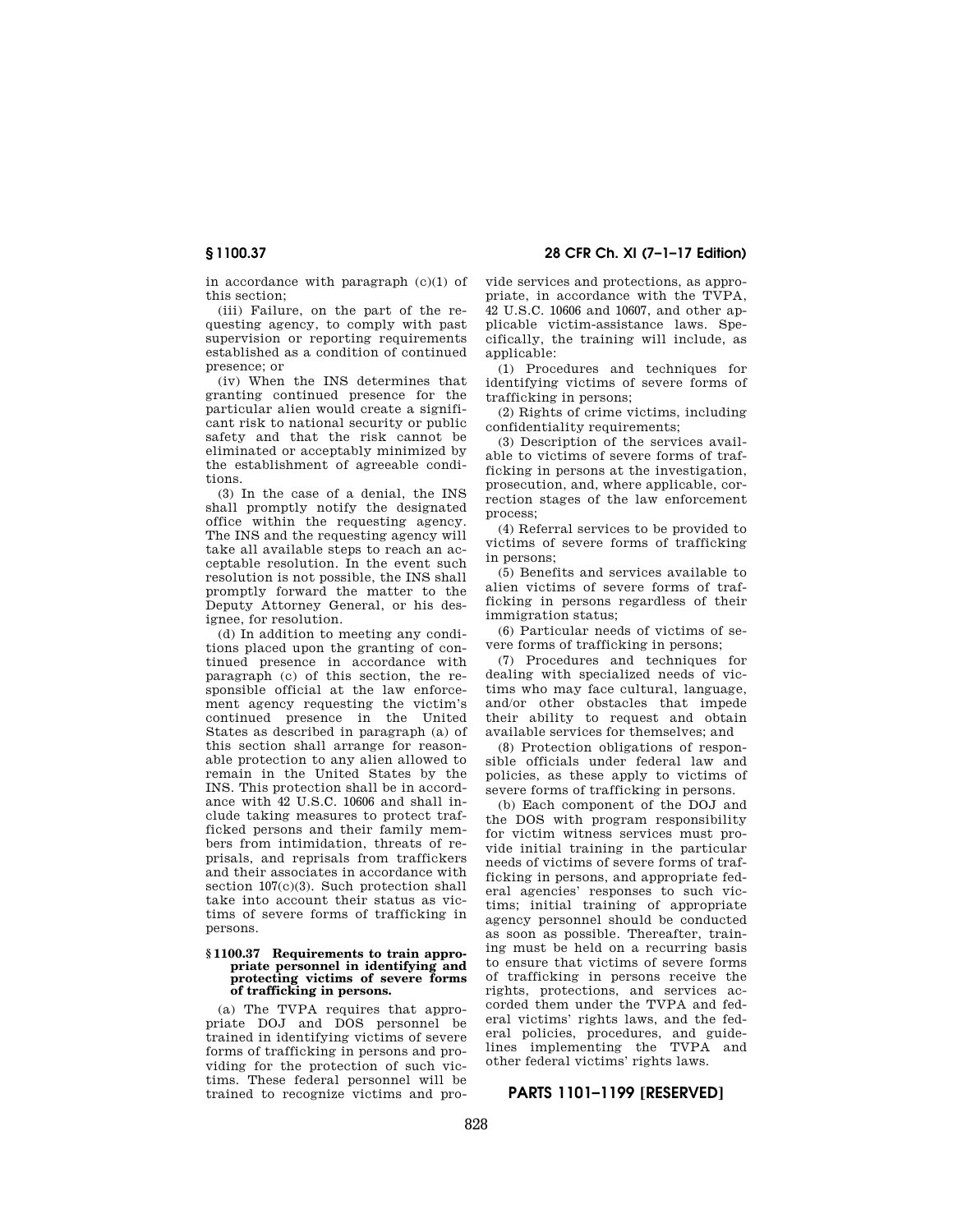in accordance with paragraph (c)(1) of this section;

(iii) Failure, on the part of the requesting agency, to comply with past supervision or reporting requirements established as a condition of continued presence; or

(iv) When the INS determines that granting continued presence for the particular alien would create a significant risk to national security or public safety and that the risk cannot be eliminated or acceptably minimized by the establishment of agreeable conditions.

(3) In the case of a denial, the INS shall promptly notify the designated office within the requesting agency. The INS and the requesting agency will take all available steps to reach an acceptable resolution. In the event such resolution is not possible, the INS shall promptly forward the matter to the Deputy Attorney General, or his designee, for resolution.

(d) In addition to meeting any conditions placed upon the granting of continued presence in accordance with paragraph (c) of this section, the responsible official at the law enforcement agency requesting the victim's continued presence in the United States as described in paragraph (a) of this section shall arrange for reasonable protection to any alien allowed to remain in the United States by the INS. This protection shall be in accordance with 42 U.S.C. 10606 and shall include taking measures to protect trafficked persons and their family members from intimidation, threats of reprisals, and reprisals from traffickers and their associates in accordance with section 107(c)(3). Such protection shall take into account their status as victims of severe forms of trafficking in persons.

### § 1100.37 Requirements to train appropriate personnel in identifying and protecting victims of severe forms of trafficking in persons.

(a) The TVPA requires that appropriate DOJ and DOS personnel be trained in identifying victims of severe forms of trafficking in persons and providing for the protection of such victims. These federal personnel will be trained to recognize victims and provide services and protections, as appropriate, in accordance with the TVPA, 42 U.S.C. 10606 and 10607, and other applicable victim-assistance laws. Specifically, the training will include, as applicable:

(1) Procedures and techniques for identifying victims of severe forms of trafficking in persons;

(2) Rights of crime victims, including confidentiality requirements;

(3) Description of the services available to victims of severe forms of trafficking in persons at the investigation, prosecution, and, where applicable, correction stages of the law enforcement process;

(4) Referral services to be provided to victims of severe forms of trafficking in persons;

(5) Benefits and services available to alien victims of severe forms of trafficking in persons regardless of their immigration status;

(6) Particular needs of victims of severe forms of trafficking in persons;

(7) Procedures and techniques for dealing with specialized needs of victims who may face cultural, language, and/or other obstacles that impede their ability to request and obtain available services for themselves; and

(8) Protection obligations of responsible officials under federal law and policies, as these apply to victims of severe forms of trafficking in persons.

(b) Each component of the DOJ and the DOS with program responsibility for victim witness services must provide initial training in the particular needs of victims of severe forms of trafficking in persons, and appropriate federal agencies' responses to such victims; initial training of appropriate agency personnel should be conducted as soon as possible. Thereafter, training must be held on a recurring basis to ensure that victims of severe forms of trafficking in persons receive the rights, protections, and services accorded them under the TVPA and federal victims' rights laws, and the federal policies, procedures, and guidelines implementing the TVPA and other federal victims' rights laws.

## PARTS 1101–1199 [RESERVED]